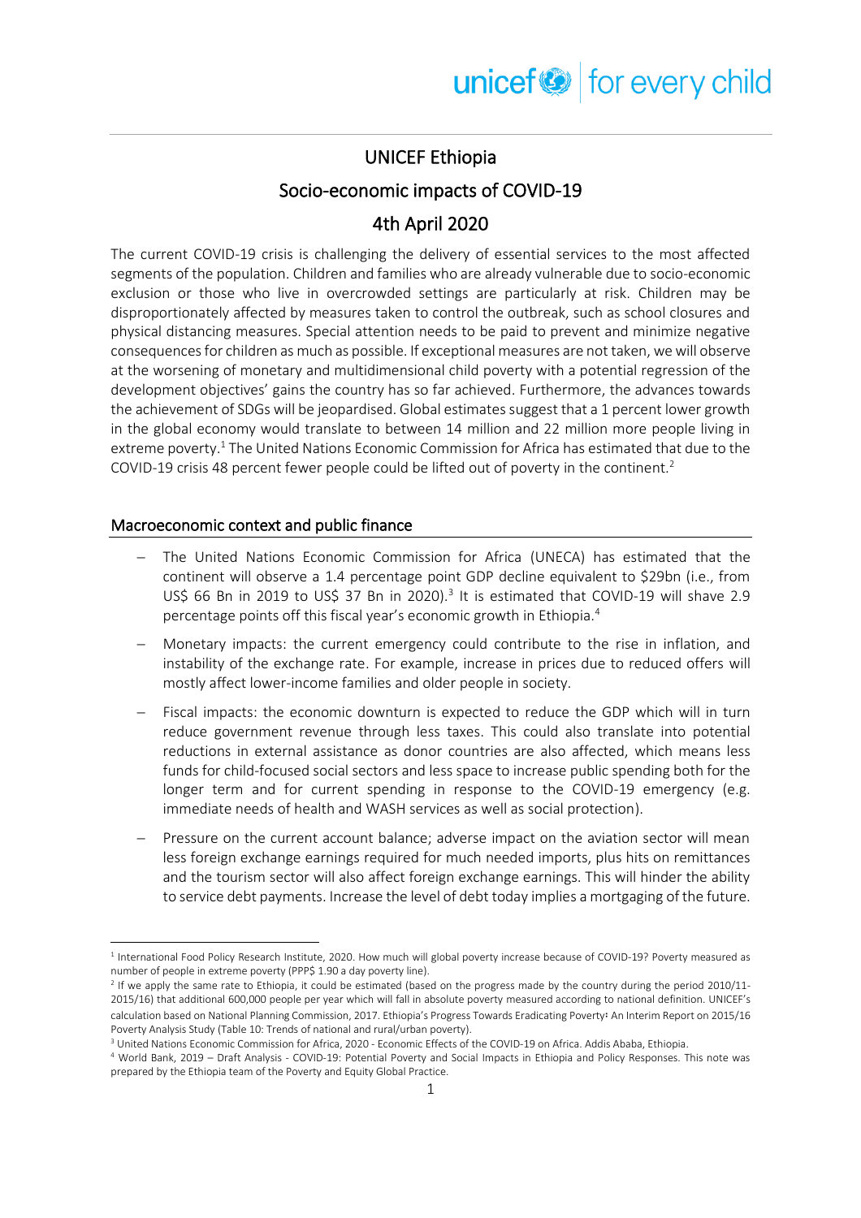# UNICEF Ethiopia

# Socio-economic impacts of COVID-19

# 4th April 2020

The current COVID-19 crisis is challenging the delivery of essential services to the most affected segments of the population. Children and families who are already vulnerable due to socio-economic exclusion or those who live in overcrowded settings are particularly at risk. Children may be disproportionately affected by measures taken to control the outbreak, such as school closures and physical distancing measures. Special attention needs to be paid to prevent and minimize negative consequences for children as much as possible. If exceptional measures are not taken, we will observe at the worsening of monetary and multidimensional child poverty with a potential regression of the development objectives' gains the country has so far achieved. Furthermore, the advances towards the achievement of SDGs will be jeopardised. Global estimates suggest that a 1 percent lower growth in the global economy would translate to between 14 million and 22 million more people living in extreme poverty.[1] The United Nations Economic Commission for Africa has estimated that due to the COVID-19 crisis 48 percent fewer people could be lifted out of poverty in the continent.[2]

## Macroeconomic context and public finance

- The United Nations Economic Commission for Africa (UNECA) has estimated that the continent will observe a 1.4 percentage point GDP decline equivalent to $29bn (i.e., from US$ 66 Bn in 2019 to US$ 37 Bn in 2020).[3] It is estimated that COVID-19 will shave 2.9 percentage points off this fiscal year's economic growth in Ethiopia.[4]
- Monetary impacts: the current emergency could contribute to the rise in inflation, and instability of the exchange rate. For example, increase in prices due to reduced offers will mostly affect lower-income families and older people in society.
- Fiscal impacts: the economic downturn is expected to reduce the GDP which will in turn reduce government revenue through less taxes. This could also translate into potential reductions in external assistance as donor countries are also affected, which means less funds for child-focused social sectors and less space to increase public spending both for the longer term and for current spending in response to the COVID-19 emergency (e.g. immediate needs of health and WASH services as well as social protection).
- Pressure on the current account balance; adverse impact on the aviation sector will mean less foreign exchange earnings required for much needed imports, plus hits on remittances and the tourism sector will also affect foreign exchange earnings. This will hinder the ability to service debt payments. Increase the level of debt today implies a mortgaging of the future.

---

[1] International Food Policy Research Institute, 2020. How much will global poverty increase because of COVID-19? Poverty measured as number of people in extreme poverty (PPP$ 1.90 a day poverty line).

[2] If we apply the same rate to Ethiopia, it could be estimated (based on the progress made by the country during the period 2010/11-2015/16) that additional 600,000 people per year which will fall in absolute poverty measured according to national definition. UNICEF's calculation based on National Planning Commission, 2017. Ethiopia's Progress Towards Eradicating Poverty: An Interim Report on 2015/16 Poverty Analysis Study (Table 10: Trends of national and rural/urban poverty).

[3] United Nations Economic Commission for Africa, 2020 - Economic Effects of the COVID-19 on Africa. Addis Ababa, Ethiopia.

[4] World Bank, 2019 – Draft Analysis - COVID-19: Potential Poverty and Social Impacts in Ethiopia and Policy Responses. This note was prepared by the Ethiopia team of the Poverty and Equity Global Practice.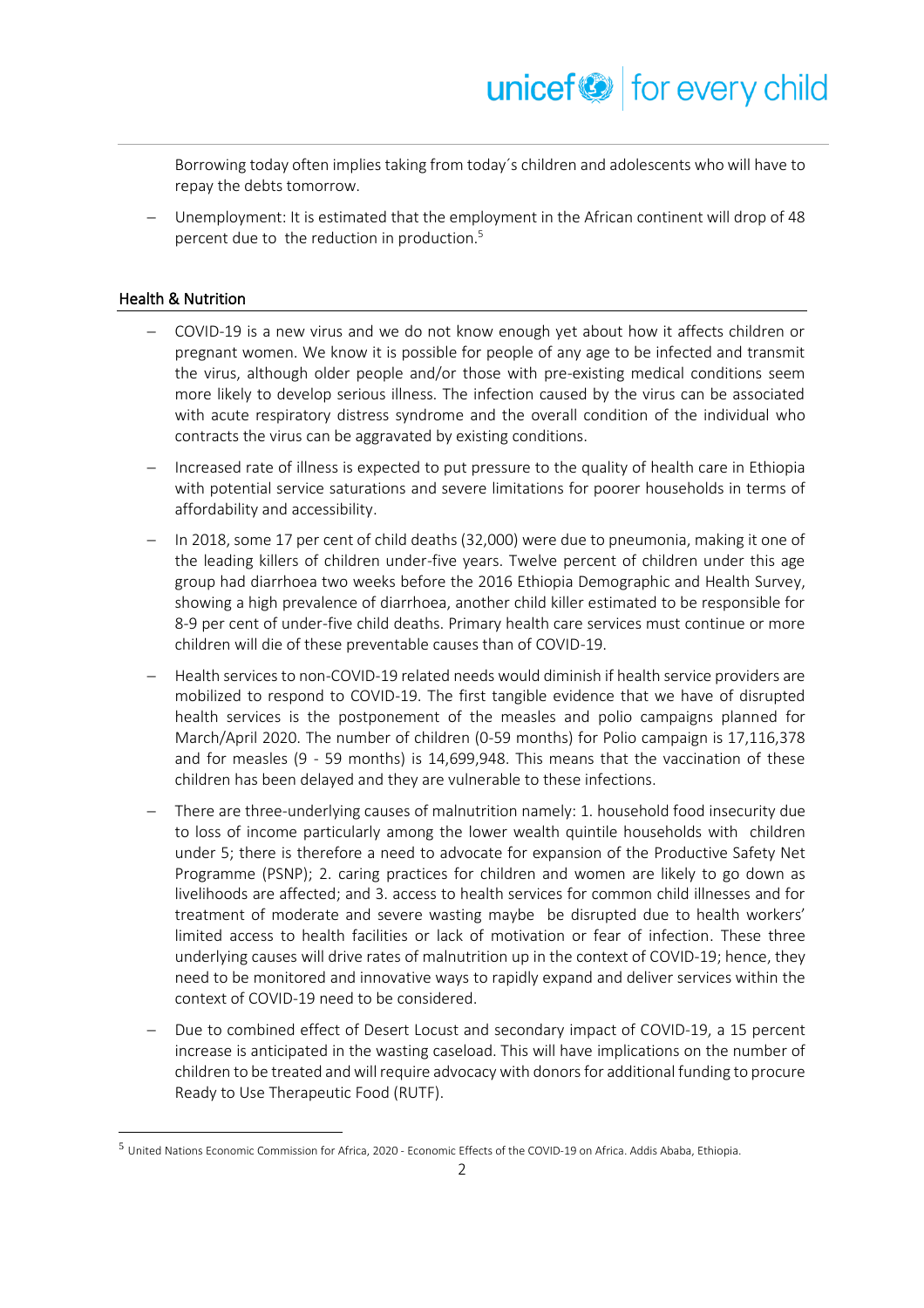Borrowing today often implies taking from today´s children and adolescents who will have to repay the debts tomorrow.

- Unemployment: It is estimated that the employment in the African continent will drop of 48 percent due to the reduction in production.[5]

## Health & Nutrition

- COVID-19 is a new virus and we do not know enough yet about how it affects children or pregnant women. We know it is possible for people of any age to be infected and transmit the virus, although older people and/or those with pre-existing medical conditions seem more likely to develop serious illness. The infection caused by the virus can be associated with acute respiratory distress syndrome and the overall condition of the individual who contracts the virus can be aggravated by existing conditions.
- Increased rate of illness is expected to put pressure to the quality of health care in Ethiopia with potential service saturations and severe limitations for poorer households in terms of affordability and accessibility.
- In 2018, some 17 per cent of child deaths (32,000) were due to pneumonia, making it one of the leading killers of children under-five years. Twelve percent of children under this age group had diarrhoea two weeks before the 2016 Ethiopia Demographic and Health Survey, showing a high prevalence of diarrhoea, another child killer estimated to be responsible for 8-9 per cent of under-five child deaths. Primary health care services must continue or more children will die of these preventable causes than of COVID-19.
- Health services to non-COVID-19 related needs would diminish if health service providers are mobilized to respond to COVID-19. The first tangible evidence that we have of disrupted health services is the postponement of the measles and polio campaigns planned for March/April 2020. The number of children (0-59 months) for Polio campaign is 17,116,378 and for measles (9 - 59 months) is 14,699,948. This means that the vaccination of these children has been delayed and they are vulnerable to these infections.
- There are three-underlying causes of malnutrition namely: 1. household food insecurity due to loss of income particularly among the lower wealth quintile households with children under 5; there is therefore a need to advocate for expansion of the Productive Safety Net Programme (PSNP); 2. caring practices for children and women are likely to go down as livelihoods are affected; and 3. access to health services for common child illnesses and for treatment of moderate and severe wasting maybe be disrupted due to health workers' limited access to health facilities or lack of motivation or fear of infection. These three underlying causes will drive rates of malnutrition up in the context of COVID-19; hence, they need to be monitored and innovative ways to rapidly expand and deliver services within the context of COVID-19 need to be considered.
- Due to combined effect of Desert Locust and secondary impact of COVID-19, a 15 percent increase is anticipated in the wasting caseload. This will have implications on the number of children to be treated and will require advocacy with donors for additional funding to procure Ready to Use Therapeutic Food (RUTF).

[5] United Nations Economic Commission for Africa, 2020 - Economic Effects of the COVID-19 on Africa. Addis Ababa, Ethiopia.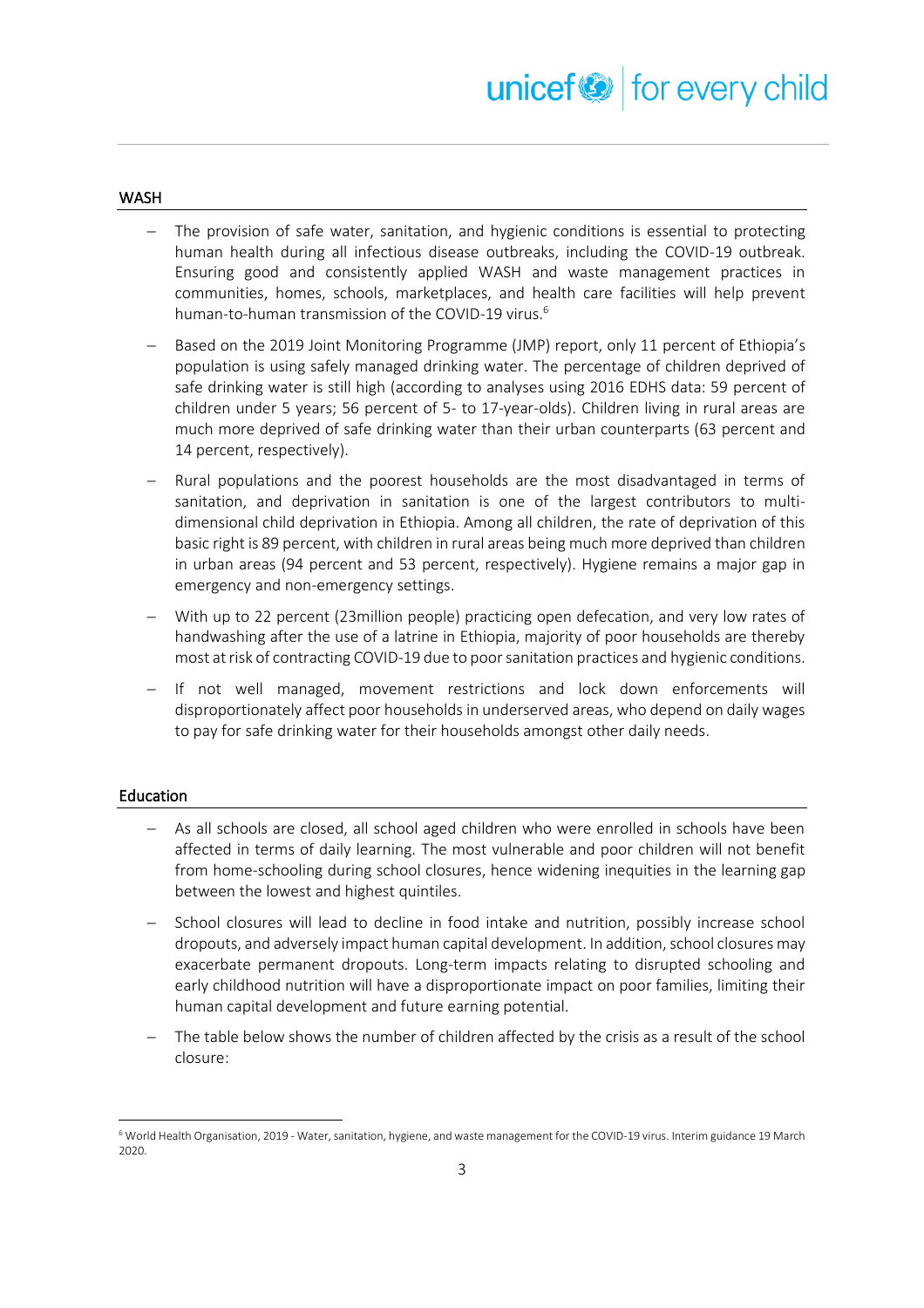## WASH

- The provision of safe water, sanitation, and hygienic conditions is essential to protecting human health during all infectious disease outbreaks, including the COVID-19 outbreak. Ensuring good and consistently applied WASH and waste management practices in communities, homes, schools, marketplaces, and health care facilities will help prevent human-to-human transmission of the COVID-19 virus.[6]
- Based on the 2019 Joint Monitoring Programme (JMP) report, only 11 percent of Ethiopia's population is using safely managed drinking water. The percentage of children deprived of safe drinking water is still high (according to analyses using 2016 EDHS data: 59 percent of children under 5 years; 56 percent of 5- to 17-year-olds). Children living in rural areas are much more deprived of safe drinking water than their urban counterparts (63 percent and 14 percent, respectively).
- Rural populations and the poorest households are the most disadvantaged in terms of sanitation, and deprivation in sanitation is one of the largest contributors to multi-dimensional child deprivation in Ethiopia. Among all children, the rate of deprivation of this basic right is 89 percent, with children in rural areas being much more deprived than children in urban areas (94 percent and 53 percent, respectively). Hygiene remains a major gap in emergency and non-emergency settings.
- With up to 22 percent (23million people) practicing open defecation, and very low rates of handwashing after the use of a latrine in Ethiopia, majority of poor households are thereby most at risk of contracting COVID-19 due to poor sanitation practices and hygienic conditions.
- If not well managed, movement restrictions and lock down enforcements will disproportionately affect poor households in underserved areas, who depend on daily wages to pay for safe drinking water for their households amongst other daily needs.

## Education

- As all schools are closed, all school aged children who were enrolled in schools have been affected in terms of daily learning. The most vulnerable and poor children will not benefit from home-schooling during school closures, hence widening inequities in the learning gap between the lowest and highest quintiles.
- School closures will lead to decline in food intake and nutrition, possibly increase school dropouts, and adversely impact human capital development. In addition, school closures may exacerbate permanent dropouts. Long-term impacts relating to disrupted schooling and early childhood nutrition will have a disproportionate impact on poor families, limiting their human capital development and future earning potential.
- The table below shows the number of children affected by the crisis as a result of the school closure:

[6] World Health Organisation, 2019 - Water, sanitation, hygiene, and waste management for the COVID-19 virus. Interim guidance 19 March 2020.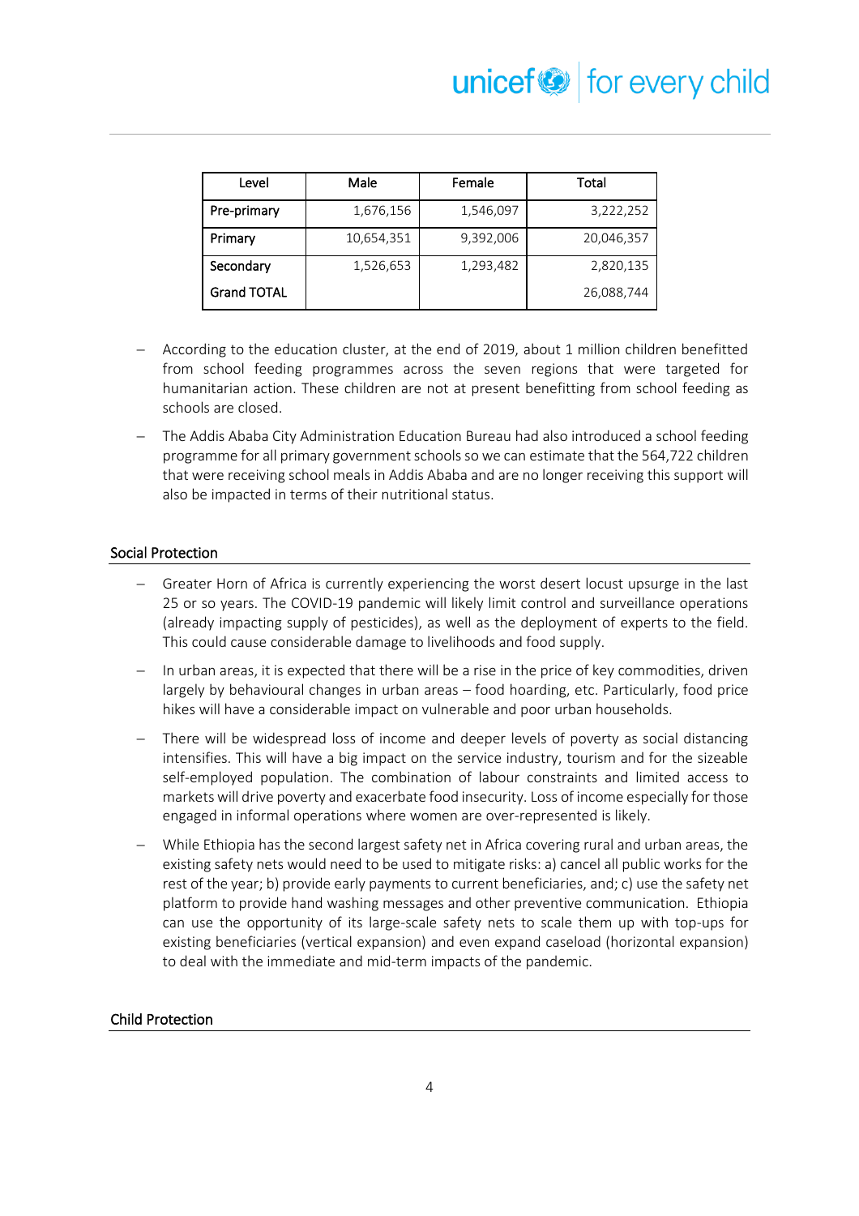| Level | Male | Female | Total |
|---|---|---|---|
| Pre-primary | 1,676,156 | 1,546,097 | 3,222,252 |
| Primary | 10,654,351 | 9,392,006 | 20,046,357 |
| Secondary | 1,526,653 | 1,293,482 | 2,820,135 |
| Grand TOTAL | | | 26,088,744 |

- According to the education cluster, at the end of 2019, about 1 million children benefitted from school feeding programmes across the seven regions that were targeted for humanitarian action. These children are not at present benefitting from school feeding as schools are closed.
- The Addis Ababa City Administration Education Bureau had also introduced a school feeding programme for all primary government schools so we can estimate that the 564,722 children that were receiving school meals in Addis Ababa and are no longer receiving this support will also be impacted in terms of their nutritional status.

## Social Protection

- Greater Horn of Africa is currently experiencing the worst desert locust upsurge in the last 25 or so years. The COVID-19 pandemic will likely limit control and surveillance operations (already impacting supply of pesticides), as well as the deployment of experts to the field. This could cause considerable damage to livelihoods and food supply.
- In urban areas, it is expected that there will be a rise in the price of key commodities, driven largely by behavioural changes in urban areas – food hoarding, etc. Particularly, food price hikes will have a considerable impact on vulnerable and poor urban households.
- There will be widespread loss of income and deeper levels of poverty as social distancing intensifies. This will have a big impact on the service industry, tourism and for the sizeable self-employed population. The combination of labour constraints and limited access to markets will drive poverty and exacerbate food insecurity. Loss of income especially for those engaged in informal operations where women are over-represented is likely.
- While Ethiopia has the second largest safety net in Africa covering rural and urban areas, the existing safety nets would need to be used to mitigate risks: a) cancel all public works for the rest of the year; b) provide early payments to current beneficiaries, and; c) use the safety net platform to provide hand washing messages and other preventive communication. Ethiopia can use the opportunity of its large-scale safety nets to scale them up with top-ups for existing beneficiaries (vertical expansion) and even expand caseload (horizontal expansion) to deal with the immediate and mid-term impacts of the pandemic.

## Child Protection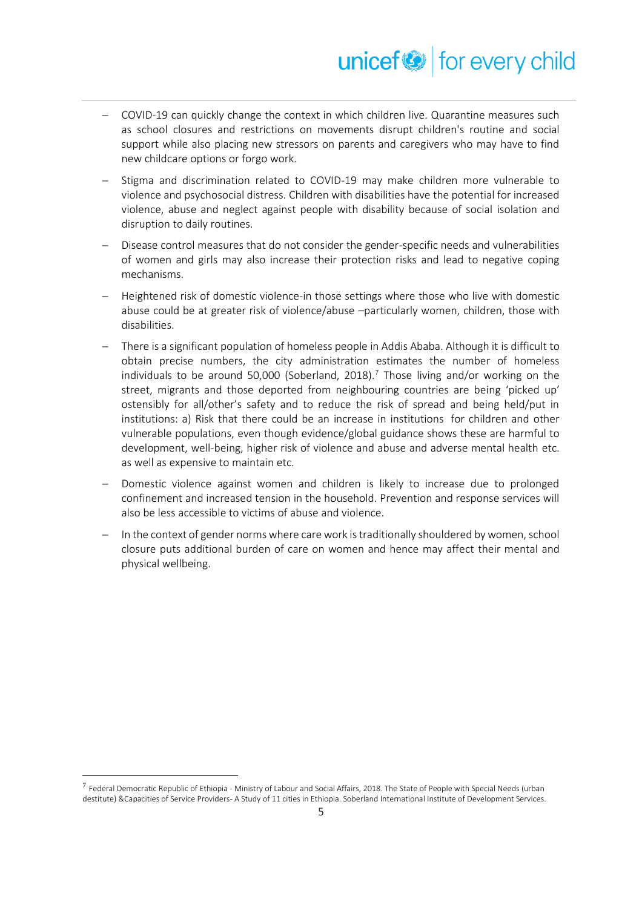- COVID-19 can quickly change the context in which children live. Quarantine measures such as school closures and restrictions on movements disrupt children's routine and social support while also placing new stressors on parents and caregivers who may have to find new childcare options or forgo work.
- Stigma and discrimination related to COVID-19 may make children more vulnerable to violence and psychosocial distress. Children with disabilities have the potential for increased violence, abuse and neglect against people with disability because of social isolation and disruption to daily routines.
- Disease control measures that do not consider the gender-specific needs and vulnerabilities of women and girls may also increase their protection risks and lead to negative coping mechanisms.
- Heightened risk of domestic violence-in those settings where those who live with domestic abuse could be at greater risk of violence/abuse –particularly women, children, those with disabilities.
- There is a significant population of homeless people in Addis Ababa. Although it is difficult to obtain precise numbers, the city administration estimates the number of homeless individuals to be around 50,000 (Soberland, 2018).[7] Those living and/or working on the street, migrants and those deported from neighbouring countries are being 'picked up' ostensibly for all/other's safety and to reduce the risk of spread and being held/put in institutions: a) Risk that there could be an increase in institutions for children and other vulnerable populations, even though evidence/global guidance shows these are harmful to development, well-being, higher risk of violence and abuse and adverse mental health etc. as well as expensive to maintain etc.
- Domestic violence against women and children is likely to increase due to prolonged confinement and increased tension in the household. Prevention and response services will also be less accessible to victims of abuse and violence.
- In the context of gender norms where care work is traditionally shouldered by women, school closure puts additional burden of care on women and hence may affect their mental and physical wellbeing.

[7] Federal Democratic Republic of Ethiopia - Ministry of Labour and Social Affairs, 2018. The State of People with Special Needs (urban destitute) &Capacities of Service Providers- A Study of 11 cities in Ethiopia. Soberland International Institute of Development Services.